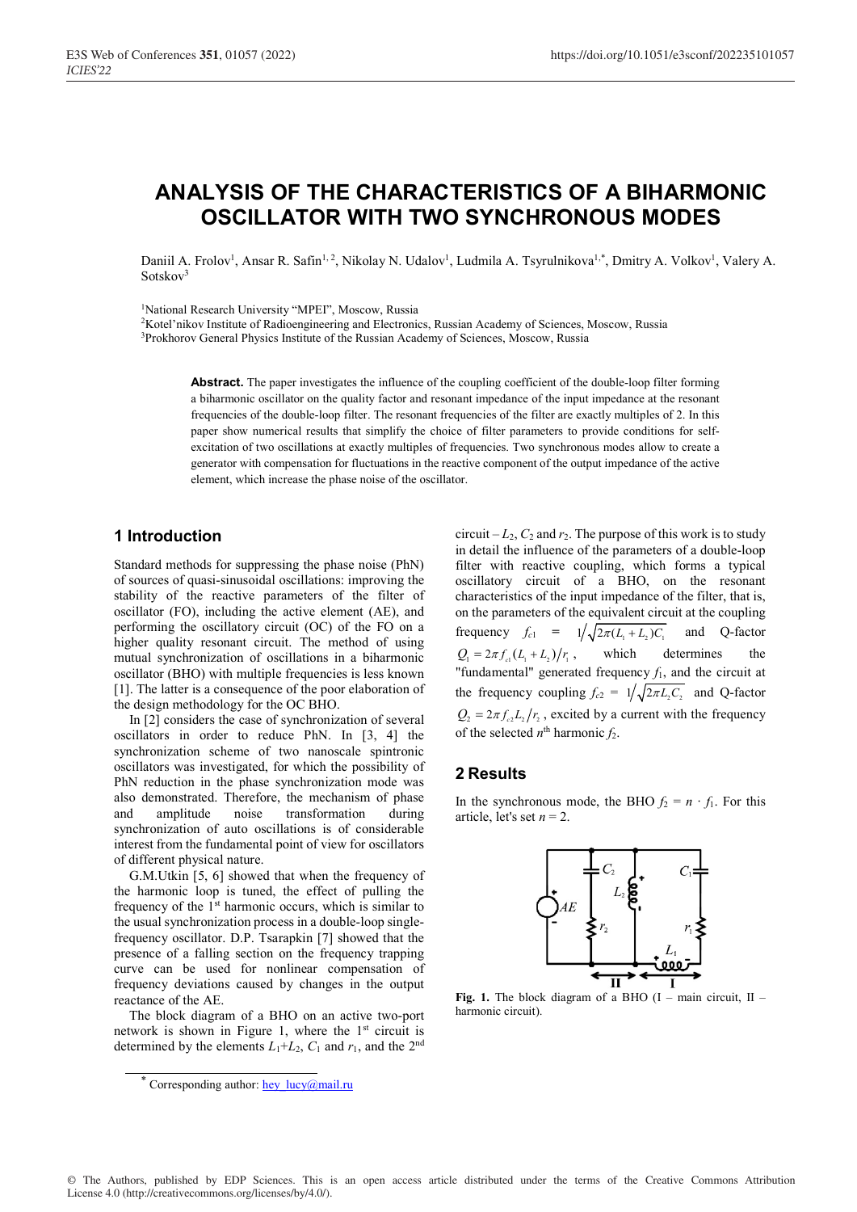# ANALYSIS OF THE CHARACTERISTICS OF A BIHARMONIC OSCILLATOR WITH TWO SYNCHRONOUS MODES

Daniil A. Frolov[1], Ansar R. Safin[1,2], Nikolay N. Udalov[1], Ludmila A. Tsyrulnikova[1,*], Dmitry A. Volkov[1], Valery A. Sotskov[3]

[1]National Research University "MPEI", Moscow, Russia

[2]Kotel'nikov Institute of Radioengineering and Electronics, Russian Academy of Sciences, Moscow, Russia

[3]Prokhorov General Physics Institute of the Russian Academy of Sciences, Moscow, Russia

**Abstract.** The paper investigates the influence of the coupling coefficient of the double-loop filter forming a biharmonic oscillator on the quality factor and resonant impedance of the input impedance at the resonant frequencies of the double-loop filter. The resonant frequencies of the filter are exactly multiples of 2. In this paper show numerical results that simplify the choice of filter parameters to provide conditions for self-excitation of two oscillations at exactly multiples of frequencies. Two synchronous modes allow to create a generator with compensation for fluctuations in the reactive component of the output impedance of the active element, which increase the phase noise of the oscillator.

## 1 Introduction

Standard methods for suppressing the phase noise (PhN) of sources of quasi-sinusoidal oscillations: improving the stability of the reactive parameters of the filter of oscillator (FO), including the active element (AE), and performing the oscillatory circuit (OC) of the FO on a higher quality resonant circuit. The method of using mutual synchronization of oscillations in a biharmonic oscillator (BHO) with multiple frequencies is less known [1]. The latter is a consequence of the poor elaboration of the design methodology for the OC BHO.

In [2] considers the case of synchronization of several oscillators in order to reduce PhN. In [3, 4] the synchronization scheme of two nanoscale spintronic oscillators was investigated, for which the possibility of PhN reduction in the phase synchronization mode was also demonstrated. Therefore, the mechanism of phase and amplitude noise transformation during synchronization of auto oscillations is of considerable interest from the fundamental point of view for oscillators of different physical nature.

G.M.Utkin [5, 6] showed that when the frequency of the harmonic loop is tuned, the effect of pulling the frequency of the 1st harmonic occurs, which is similar to the usual synchronization process in a double-loop single-frequency oscillator. D.P. Tsarapkin [7] showed that the presence of a falling section on the frequency trapping curve can be used for nonlinear compensation of frequency deviations caused by changes in the output reactance of the AE.

The block diagram of a BHO on an active two-port network is shown in Figure 1, where the 1st circuit is determined by the elements $L_1$+$L_2$, $C_1$ and $r_1$, and the 2nd circuit – $L_2$, $C_2$ and $r_2$. The purpose of this work is to study in detail the influence of the parameters of a double-loop filter with reactive coupling, which forms a typical oscillatory circuit of a BHO, on the resonant characteristics of the input impedance of the filter, that is, on the parameters of the equivalent circuit at the coupling frequency $f_{c1} = 1\big/\sqrt{2\pi(L_1+L_2)C_1}$ and Q-factor $Q_1 = 2\pi f_{c1}(L_1+L_2)/r_1$, which determines the "fundamental" generated frequency $f_1$, and the circuit at the frequency coupling $f_{c2} = 1\big/\sqrt{2\pi L_2 C_2}$ and Q-factor $Q_2 = 2\pi f_{c2} L_2/r_2$, excited by a current with the frequency of the selected $n^{\text{th}}$ harmonic $f_2$.

## 2 Results

In the synchronous mode, the BHO $f_2 = n \cdot f_1$. For this article, let's set $n = 2$.

**Fig. 1.** The block diagram of a BHO (I – main circuit, II – harmonic circuit).

---

[*] Corresponding author: hey_lucy@mail.ru

© The Authors, published by EDP Sciences. This is an open access article distributed under the terms of the Creative Commons Attribution License 4.0 (http://creativecommons.org/licenses/by/4.0/).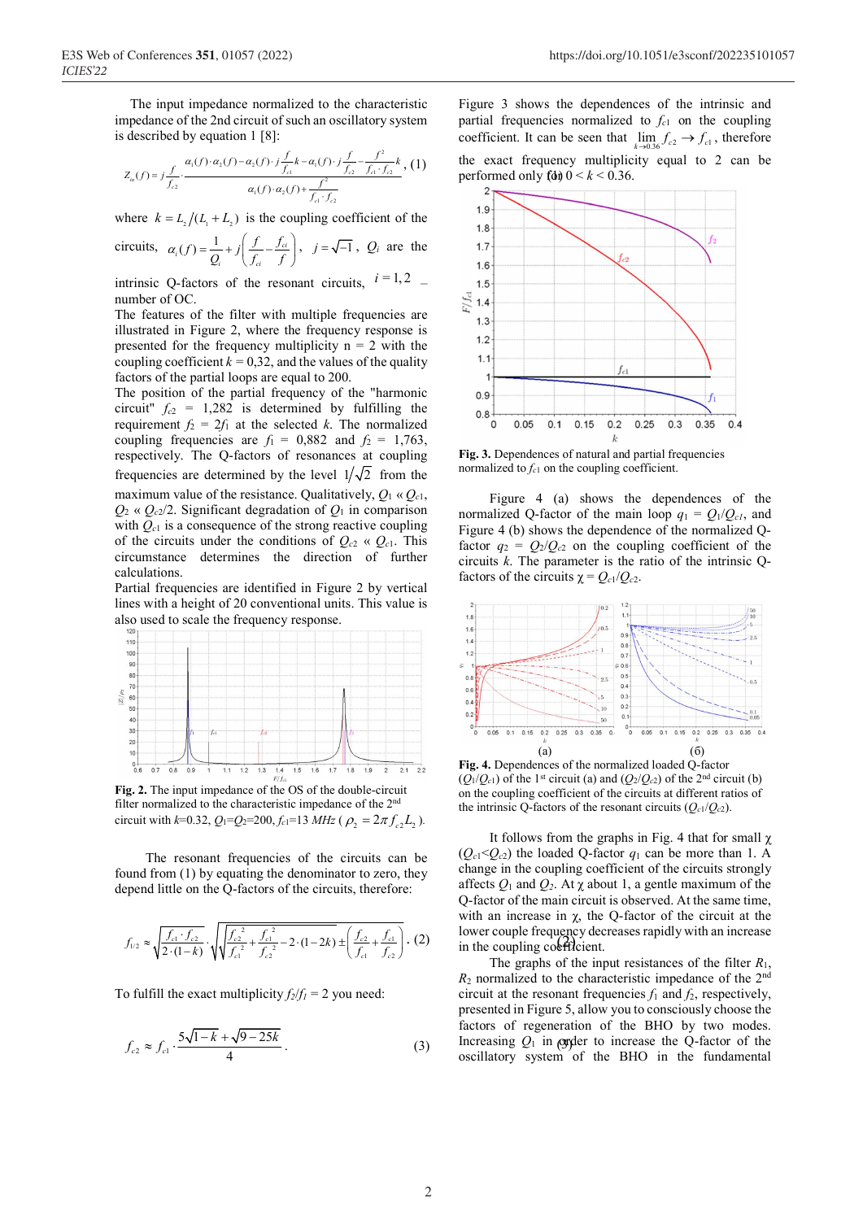The input impedance normalized to the characteristic impedance of the 2nd circuit of such an oscillatory system is described by equation 1 [8]:

$$Z_{in}(f) = j\frac{f}{f_{c2}} \cdot \frac{\alpha_1(f)\cdot\alpha_2(f) - \alpha_2(f)\cdot j\frac{f}{f_{c1}}k - \alpha_1(f)\cdot j\frac{f}{f_{c2}} - \frac{f^2}{f_{c1}\cdot f_{c2}}k}{\alpha_1(f)\cdot\alpha_2(f) + \frac{f^2}{f_{c1}\cdot f_{c2}}}, \quad (1)$$

where $k = L_2/(L_1+L_2)$ is the coupling coefficient of the circuits, $\alpha_i(f) = \frac{1}{Q_i} + j\left(\frac{f}{f_{ci}} - \frac{f_{ci}}{f}\right)$, $j=\sqrt{-1}$, $Q_i$ are the intrinsic Q-factors of the resonant circuits, $i = 1,2$ – number of OC.

The features of the filter with multiple frequencies are illustrated in Figure 2, where the frequency response is presented for the frequency multiplicity n = 2 with the coupling coefficient $k = 0{,}32$, and the values of the quality factors of the partial loops are equal to 200.

The position of the partial frequency of the "harmonic circuit" $f_{c2}$ = 1,282 is determined by fulfilling the requirement $f_2 = 2f_1$ at the selected $k$. The normalized coupling frequencies are $f_1$ = 0,882 and $f_2$ = 1,763, respectively. The Q-factors of resonances at coupling frequencies are determined by the level $1/\sqrt{2}$ from the maximum value of the resistance. Qualitatively, $Q_1 \ll Q_{c1}$, $Q_2 \ll Q_{c2}/2$. Significant degradation of $Q_1$ in comparison with $Q_{c1}$ is a consequence of the strong reactive coupling of the circuits under the conditions of $Q_{c2} \ll Q_{c1}$. This circumstance determines the direction of further calculations.

Partial frequencies are identified in Figure 2 by vertical lines with a height of 20 conventional units. This value is also used to scale the frequency response.

**Fig. 2.** The input impedance of the OS of the double-circuit filter normalized to the characteristic impedance of the 2nd circuit with $k$=0.32, $Q_1$=$Q_2$=200, $f_{c1}$=13 *MHz* ( $\rho_2 = 2\pi f_{c2} L_2$ ).

The resonant frequencies of the circuits can be found from (1) by equating the denominator to zero, they depend little on the Q-factors of the circuits, therefore:

$$f_{1/2} \approx \sqrt{\frac{f_{c1}\cdot f_{c2}}{2\cdot(1-k)}} \cdot \sqrt{\sqrt{\frac{f_{c2}^2}{f_{c1}^2} + \frac{f_{c1}^2}{f_{c2}^2} - 2\cdot(1-2k)} \pm \left(\frac{f_{c2}}{f_{c1}} + \frac{f_{c1}}{f_{c2}}\right)}. \quad (2)$$

To fulfill the exact multiplicity $f_2/f_1 = 2$ you need:

$$f_{c2} \approx f_{c1} \cdot \frac{5\sqrt{1-k} + \sqrt{9-25k}}{4}. \quad (3)$$

Figure 3 shows the dependences of the intrinsic and partial frequencies normalized to $f_{c1}$ on the coupling coefficient. It can be seen that $\lim_{k \to 0.36} f_{c2} \to f_{c1}$, therefore the exact frequency multiplicity equal to 2 can be performed only for $0 < k < 0.36$.

**Fig. 3.** Dependences of natural and partial frequencies normalized to $f_{c1}$ on the coupling coefficient.

Figure 4 (a) shows the dependences of the normalized Q-factor of the main loop $q_1 = Q_1/Q_{c1}$, and Figure 4 (b) shows the dependence of the normalized Q-factor $q_2 = Q_2/Q_{c2}$ on the coupling coefficient of the circuits $k$. The parameter is the ratio of the intrinsic Q-factors of the circuits $\chi = Q_{c1}/Q_{c2}$.

**Fig. 4.** Dependences of the normalized loaded Q-factor ($Q_1/Q_{c1}$) of the 1st circuit (a) and ($Q_2/Q_{c2}$) of the 2nd circuit (b) on the coupling coefficient of the circuits at different ratios of the intrinsic Q-factors of the resonant circuits ($Q_{c1}/Q_{c2}$).

It follows from the graphs in Fig. 4 that for small $\chi$ ($Q_{c1}<Q_{c2}$) the loaded Q-factor $q_1$ can be more than 1. A change in the coupling coefficient of the circuits strongly affects $Q_1$ and $Q_2$. At $\chi$ about 1, a gentle maximum of the Q-factor of the main circuit is observed. At the same time, with an increase in $\chi$, the Q-factor of the circuit at the lower couple frequency decreases rapidly with an increase in the coupling coefficient.

The graphs of the input resistances of the filter $R_1$, $R_2$ normalized to the characteristic impedance of the 2nd circuit at the resonant frequencies $f_1$ and $f_2$, respectively, presented in Figure 5, allow you to consciously choose the factors of regeneration of the BHO by two modes. Increasing $Q_1$ in order to increase the Q-factor of the oscillatory system of the BHO in the fundamental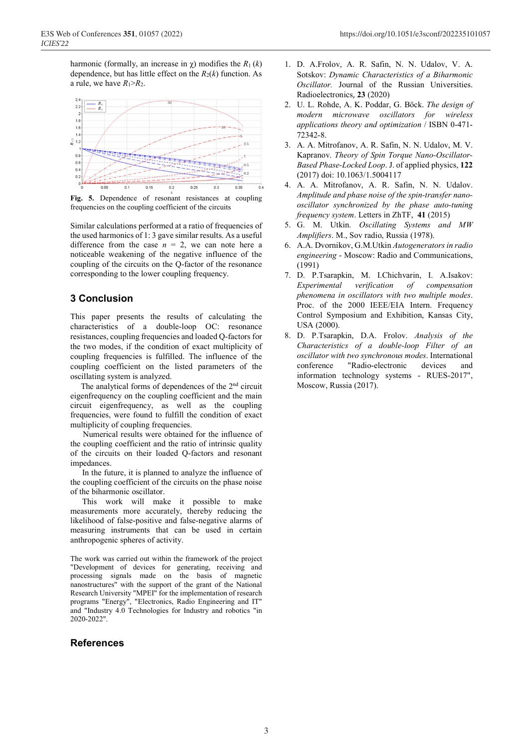harmonic (formally, an increase in $\chi$) modifies the $R_1(k)$ dependence, but has little effect on the $R_2(k)$ function. As a rule, we have $R_1 > R_2$.

2.4
2.2
2
1.8
1.6
1.4
1.2
1
0.8
0.6
0.4
0.2
0
$R_{1,2}$
$R_2$
$R_1$
50
10
5
2.5
1
0.5
0.2
0
0.05
0.1
0.15
0.2
0.25
0.3
0.35
0.4
$k$

**Fig. 5.** Dependence of resonant resistances at coupling frequencies on the coupling coefficient of the circuits

Similar calculations performed at a ratio of frequencies of the used harmonics of 1: 3 gave similar results. As a useful difference from the case $n = 2$, we can note here a noticeable weakening of the negative influence of the coupling of the circuits on the Q-factor of the resonance corresponding to the lower coupling frequency.

## 3 Conclusion

This paper presents the results of calculating the characteristics of a double-loop OC: resonance resistances, coupling frequencies and loaded Q-factors for the two modes, if the condition of exact multiplicity of coupling frequencies is fulfilled. The influence of the coupling coefficient on the listed parameters of the oscillating system is analyzed.

The analytical forms of dependences of the 2nd circuit eigenfrequency on the coupling coefficient and the main circuit eigenfrequency, as well as the coupling frequencies, were found to fulfill the condition of exact multiplicity of coupling frequencies.

Numerical results were obtained for the influence of the coupling coefficient and the ratio of intrinsic quality of the circuits on their loaded Q-factors and resonant impedances.

In the future, it is planned to analyze the influence of the coupling coefficient of the circuits on the phase noise of the biharmonic oscillator.

This work will make it possible to make measurements more accurately, thereby reducing the likelihood of false-positive and false-negative alarms of measuring instruments that can be used in certain anthropogenic spheres of activity.

The work was carried out within the framework of the project "Development of devices for generating, receiving and processing signals made on the basis of magnetic nanostructures" with the support of the grant of the National Research University "MPEI" for the implementation of research programs "Energy", "Electronics, Radio Engineering and IT" and "Industry 4.0 Technologies for Industry and robotics "in 2020-2022".

## References

1. D. A.Frolov, A. R. Safin, N. N. Udalov, V. A. Sotskov: *Dynamic Characteristics of a Biharmonic Oscillator.* Journal of the Russian Universities. Radioelectronics, **23** (2020)
2. U. L. Rohde, A. K. Poddar, G. Böck. *The design of modern microwave oscillators for wireless applications theory and optimization* / ISBN 0-471-72342-8.
3. A. A. Mitrofanov, A. R. Safin, N. N. Udalov, M. V. Kapranov. *Theory of Spin Torque Nano-Oscillator-Based Phase-Locked Loop*. J. of applied physics, **122** (2017) doi: 10.1063/1.5004117
4. A. A. Mitrofanov, A. R. Safin, N. N. Udalov. *Amplitude and phase noise of the spin-transfer nano-oscillator synchronized by the phase auto-tuning frequency system*. Letters in ZhTF, **41** (2015)
5. G. M. Utkin. *Oscillating Systems and MW Amplifiers*. M., Sov radio, Russia (1978).
6. A.A. Dvornikov, G.M.Utkin *Autogenerators in radio engineering* - Moscow: Radio and Communications, (1991)
7. D. P.Tsarapkin, M. I.Chichvarin, I. A.Isakov: *Experimental verification of compensation phenomena in oscillators with two multiple modes*. Proc. of the 2000 IEEE/EIA Intern. Frequency Control Symposium and Exhibition, Kansas City, USA (2000).
8. D. P.Tsarapkin, D.A. Frolov. *Analysis of the Characteristics of a double-loop Filter of an oscillator with two synchronous modes*. International conference "Radio-electronic devices and information technology systems - RUES-2017", Moscow, Russia (2017).